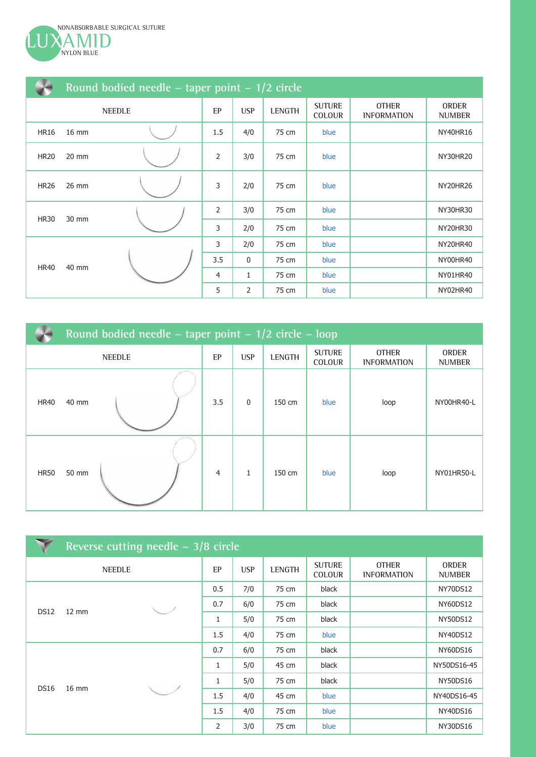NONABSORBABLE SURGICAL SUTURE

# LUXAMID

NYLON BLUE

## Round bodied needle – taper point – 1/2 circle

| NEEDLE | | EP | USP | LENGTH | SUTURE COLOUR | OTHER INFORMATION | ORDER NUMBER |
|---|---|---|---|---|---|---|---|
| HR16 | 16 mm | 1.5 | 4/0 | 75 cm | blue | | NY40HR16 |
| HR20 | 20 mm | 2 | 3/0 | 75 cm | blue | | NY30HR20 |
| HR26 | 26 mm | 3 | 2/0 | 75 cm | blue | | NY20HR26 |
| HR30 | 30 mm | 2 | 3/0 | 75 cm | blue | | NY30HR30 |
| | | 3 | 2/0 | 75 cm | blue | | NY20HR30 |
| HR40 | 40 mm | 3 | 2/0 | 75 cm | blue | | NY20HR40 |
| | | 3.5 | 0 | 75 cm | blue | | NY00HR40 |
| | | 4 | 1 | 75 cm | blue | | NY01HR40 |
| | | 5 | 2 | 75 cm | blue | | NY02HR40 |

## Round bodied needle – taper point – 1/2 circle – loop

| NEEDLE | | EP | USP | LENGTH | SUTURE COLOUR | OTHER INFORMATION | ORDER NUMBER |
|---|---|---|---|---|---|---|---|
| HR40 | 40 mm | 3.5 | 0 | 150 cm | blue | loop | NY00HR40-L |
| HR50 | 50 mm | 4 | 1 | 150 cm | blue | loop | NY01HR50-L |

## Reverse cutting needle – 3/8 circle

| NEEDLE | | EP | USP | LENGTH | SUTURE COLOUR | OTHER INFORMATION | ORDER NUMBER |
|---|---|---|---|---|---|---|---|
| DS12 | 12 mm | 0.5 | 7/0 | 75 cm | black | | NY70DS12 |
| | | 0.7 | 6/0 | 75 cm | black | | NY60DS12 |
| | | 1 | 5/0 | 75 cm | black | | NY50DS12 |
| | | 1.5 | 4/0 | 75 cm | blue | | NY40DS12 |
| DS16 | 16 mm | 0.7 | 6/0 | 75 cm | black | | NY60DS16 |
| | | 1 | 5/0 | 45 cm | black | | NY50DS16-45 |
| | | 1 | 5/0 | 75 cm | black | | NY50DS16 |
| | | 1.5 | 4/0 | 45 cm | blue | | NY40DS16-45 |
| | | 1.5 | 4/0 | 75 cm | blue | | NY40DS16 |
| | | 2 | 3/0 | 75 cm | blue | | NY30DS16 |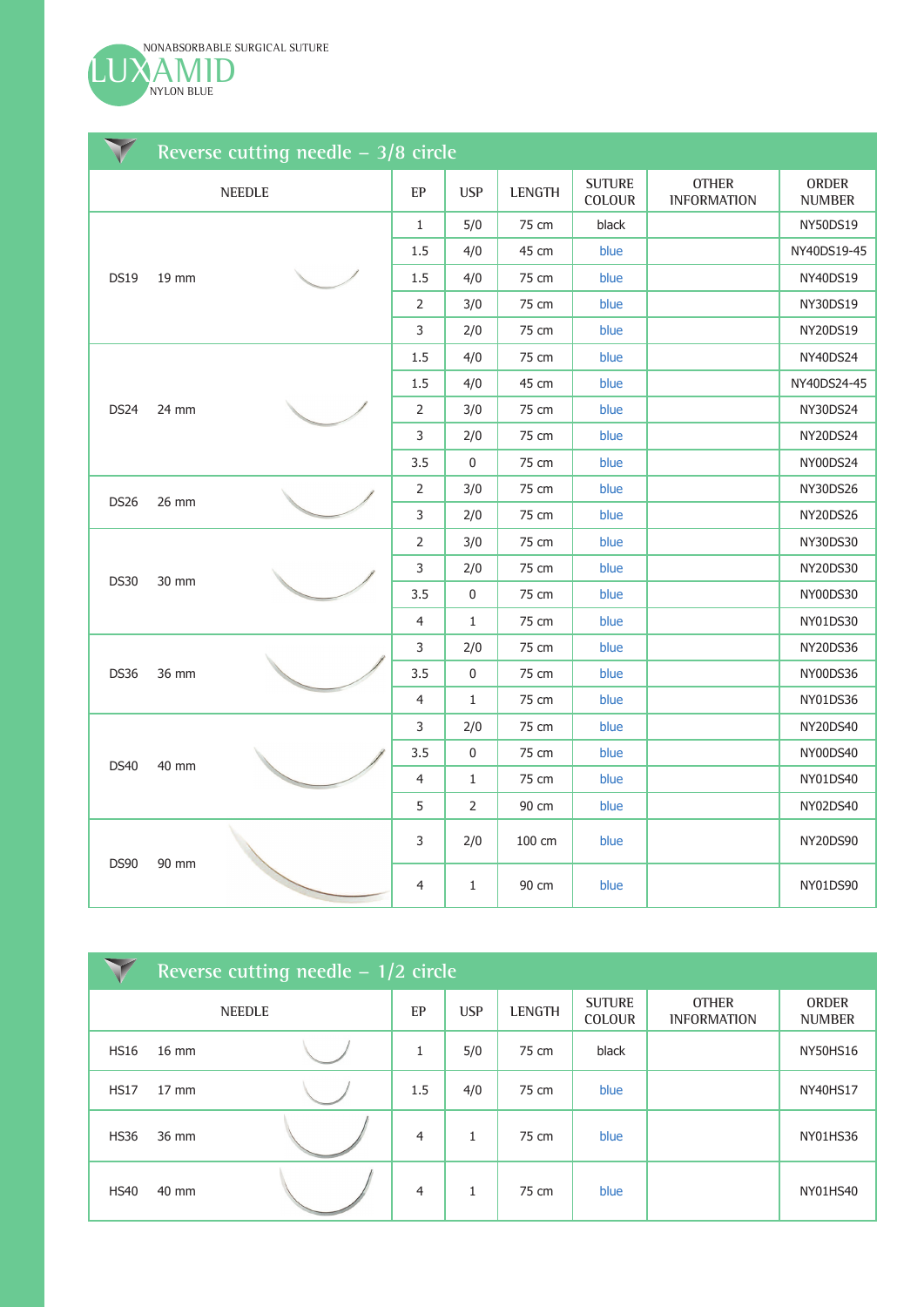NONABSORBABLE SURGICAL SUTURE

# LUXAMID

NYLON BLUE

## Reverse cutting needle – 3/8 circle

| NEEDLE | | EP | USP | LENGTH | SUTURE COLOUR | OTHER INFORMATION | ORDER NUMBER |
|---|---|---|---|---|---|---|---|
| DS19 | 19 mm | 1 | 5/0 | 75 cm | black | | NY50DS19 |
| | | 1.5 | 4/0 | 45 cm | blue | | NY40DS19-45 |
| | | 1.5 | 4/0 | 75 cm | blue | | NY40DS19 |
| | | 2 | 3/0 | 75 cm | blue | | NY30DS19 |
| | | 3 | 2/0 | 75 cm | blue | | NY20DS19 |
| DS24 | 24 mm | 1.5 | 4/0 | 75 cm | blue | | NY40DS24 |
| | | 1.5 | 4/0 | 45 cm | blue | | NY40DS24-45 |
| | | 2 | 3/0 | 75 cm | blue | | NY30DS24 |
| | | 3 | 2/0 | 75 cm | blue | | NY20DS24 |
| | | 3.5 | 0 | 75 cm | blue | | NY00DS24 |
| DS26 | 26 mm | 2 | 3/0 | 75 cm | blue | | NY30DS26 |
| | | 3 | 2/0 | 75 cm | blue | | NY20DS26 |
| DS30 | 30 mm | 2 | 3/0 | 75 cm | blue | | NY30DS30 |
| | | 3 | 2/0 | 75 cm | blue | | NY20DS30 |
| | | 3.5 | 0 | 75 cm | blue | | NY00DS30 |
| | | 4 | 1 | 75 cm | blue | | NY01DS30 |
| DS36 | 36 mm | 3 | 2/0 | 75 cm | blue | | NY20DS36 |
| | | 3.5 | 0 | 75 cm | blue | | NY00DS36 |
| | | 4 | 1 | 75 cm | blue | | NY01DS36 |
| DS40 | 40 mm | 3 | 2/0 | 75 cm | blue | | NY20DS40 |
| | | 3.5 | 0 | 75 cm | blue | | NY00DS40 |
| | | 4 | 1 | 75 cm | blue | | NY01DS40 |
| | | 5 | 2 | 90 cm | blue | | NY02DS40 |
| DS90 | 90 mm | 3 | 2/0 | 100 cm | blue | | NY20DS90 |
| | | 4 | 1 | 90 cm | blue | | NY01DS90 |

## Reverse cutting needle – 1/2 circle

| NEEDLE | | EP | USP | LENGTH | SUTURE COLOUR | OTHER INFORMATION | ORDER NUMBER |
|---|---|---|---|---|---|---|---|
| HS16 | 16 mm | 1 | 5/0 | 75 cm | black | | NY50HS16 |
| HS17 | 17 mm | 1.5 | 4/0 | 75 cm | blue | | NY40HS17 |
| HS36 | 36 mm | 4 | 1 | 75 cm | blue | | NY01HS36 |
| HS40 | 40 mm | 4 | 1 | 75 cm | blue | | NY01HS40 |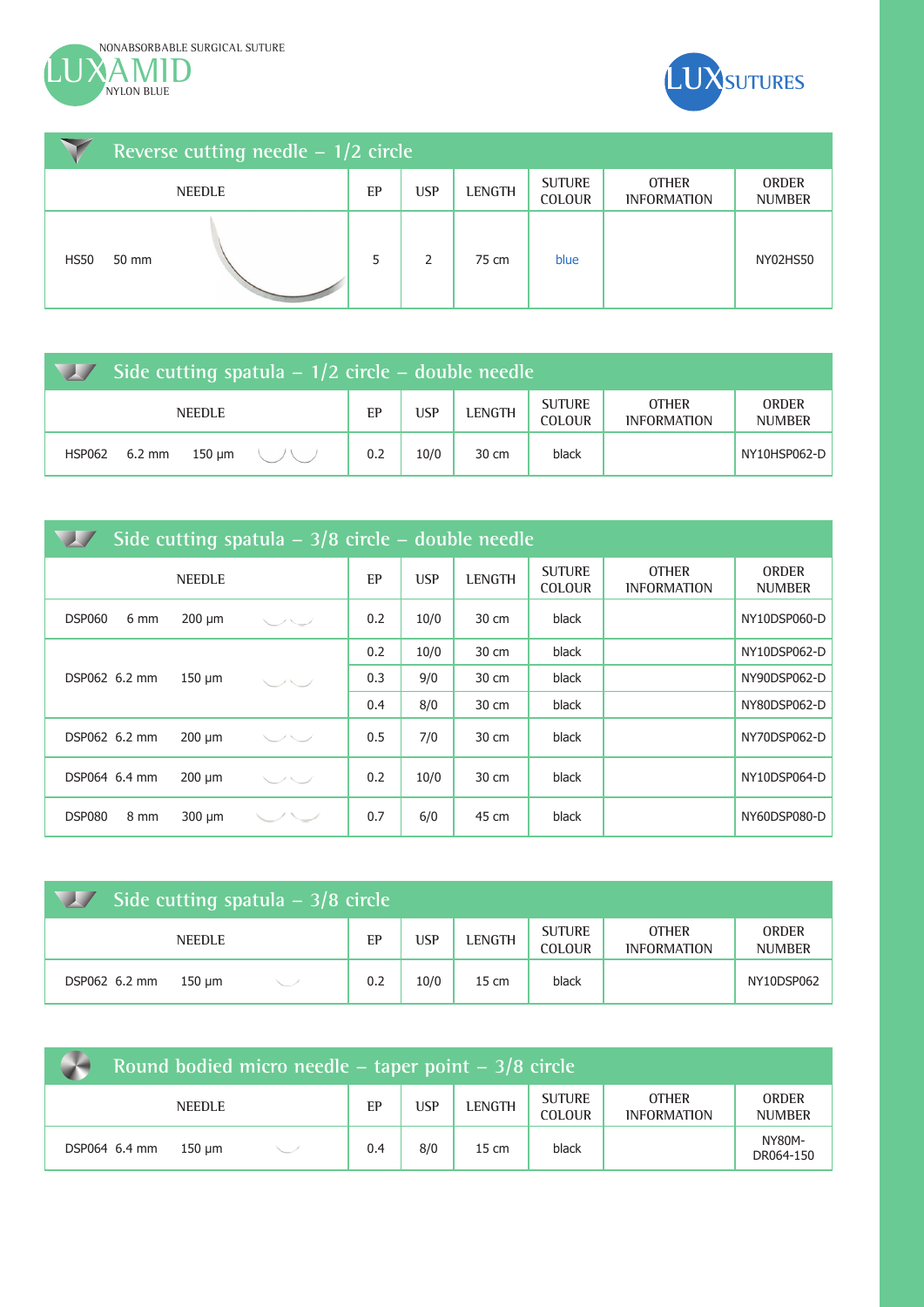NONABSORBABLE SURGICAL SUTURE

# LUXAMID

NYLON BLUE

LUXSUTURES

## Reverse cutting needle – 1/2 circle

| NEEDLE | | EP | USP | LENGTH | SUTURE COLOUR | OTHER INFORMATION | ORDER NUMBER |
|---|---|---|---|---|---|---|---|
| HS50 | 50 mm | 5 | 2 | 75 cm | blue | | NY02HS50 |

## Side cutting spatula – 1/2 circle – double needle

| NEEDLE | | | EP | USP | LENGTH | SUTURE COLOUR | OTHER INFORMATION | ORDER NUMBER |
|---|---|---|---|---|---|---|---|---|
| HSP062 | 6.2 mm | 150 µm | 0.2 | 10/0 | 30 cm | black | | NY10HSP062-D |

## Side cutting spatula – 3/8 circle – double needle

| NEEDLE | | | EP | USP | LENGTH | SUTURE COLOUR | OTHER INFORMATION | ORDER NUMBER |
|---|---|---|---|---|---|---|---|---|
| DSP060 | 6 mm | 200 µm | 0.2 | 10/0 | 30 cm | black | | NY10DSP060-D |
| DSP062 | 6.2 mm | 150 µm | 0.2 | 10/0 | 30 cm | black | | NY10DSP062-D |
| | | | 0.3 | 9/0 | 30 cm | black | | NY90DSP062-D |
| | | | 0.4 | 8/0 | 30 cm | black | | NY80DSP062-D |
| DSP062 | 6.2 mm | 200 µm | 0.5 | 7/0 | 30 cm | black | | NY70DSP062-D |
| DSP064 | 6.4 mm | 200 µm | 0.2 | 10/0 | 30 cm | black | | NY10DSP064-D |
| DSP080 | 8 mm | 300 µm | 0.7 | 6/0 | 45 cm | black | | NY60DSP080-D |

## Side cutting spatula – 3/8 circle

| NEEDLE | | | EP | USP | LENGTH | SUTURE COLOUR | OTHER INFORMATION | ORDER NUMBER |
|---|---|---|---|---|---|---|---|---|
| DSP062 | 6.2 mm | 150 µm | 0.2 | 10/0 | 15 cm | black | | NY10DSP062 |

## Round bodied micro needle – taper point – 3/8 circle

| NEEDLE | | | EP | USP | LENGTH | SUTURE COLOUR | OTHER INFORMATION | ORDER NUMBER |
|---|---|---|---|---|---|---|---|---|
| DSP064 | 6.4 mm | 150 µm | 0.4 | 8/0 | 15 cm | black | | NY80M-DR064-150 |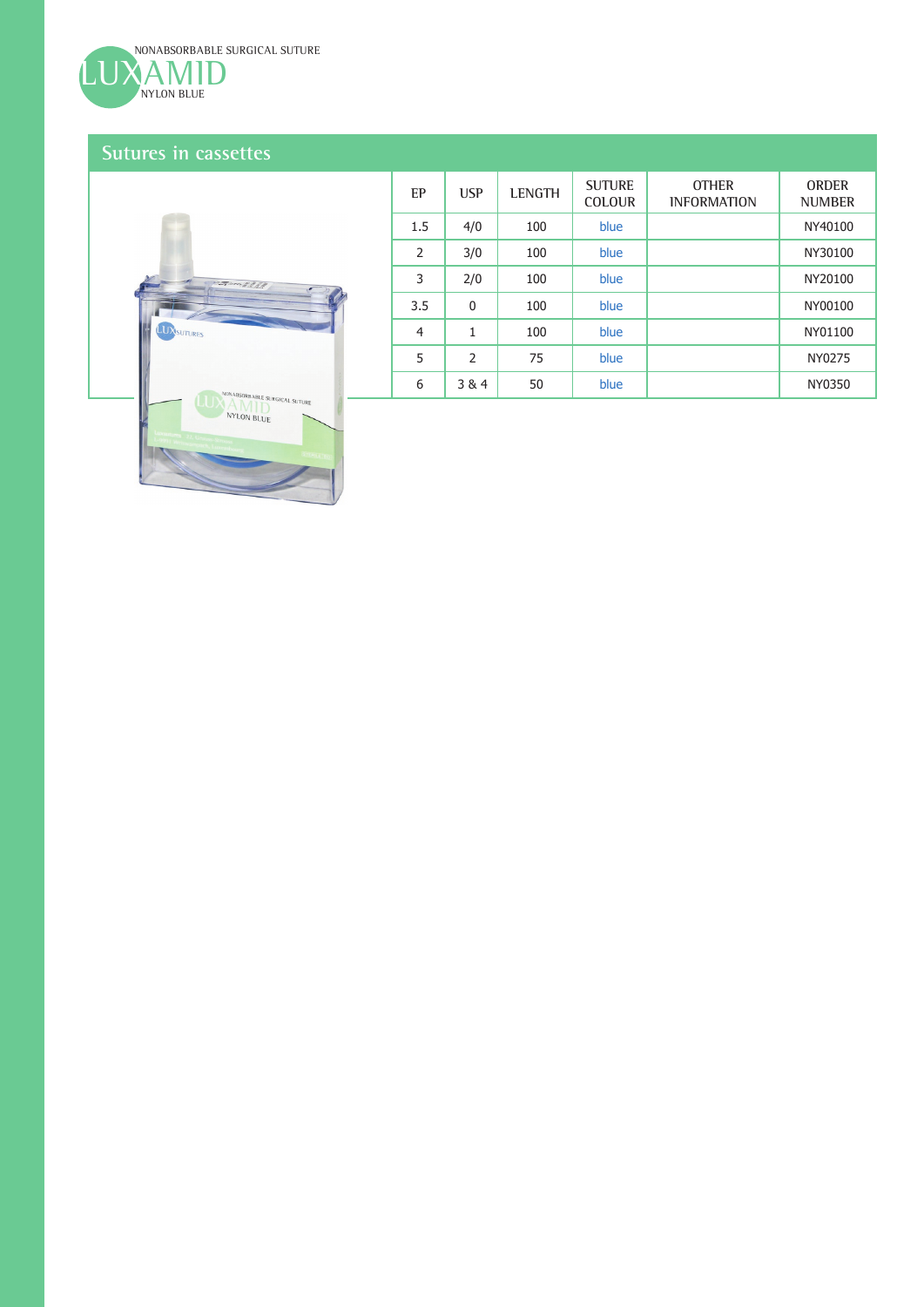NONABSORBABLE SURGICAL SUTURE

# LUXAMID

NYLON BLUE

## Sutures in cassettes

| EP | USP | LENGTH | SUTURE COLOUR | OTHER INFORMATION | ORDER NUMBER |
|---|---|---|---|---|---|
| 1.5 | 4/0 | 100 | blue | | NY40100 |
| 2 | 3/0 | 100 | blue | | NY30100 |
| 3 | 2/0 | 100 | blue | | NY20100 |
| 3.5 | 0 | 100 | blue | | NY00100 |
| 4 | 1 | 100 | blue | | NY01100 |
| 5 | 2 | 75 | blue | | NY0275 |
| 6 | 3 & 4 | 50 | blue | | NY0350 |